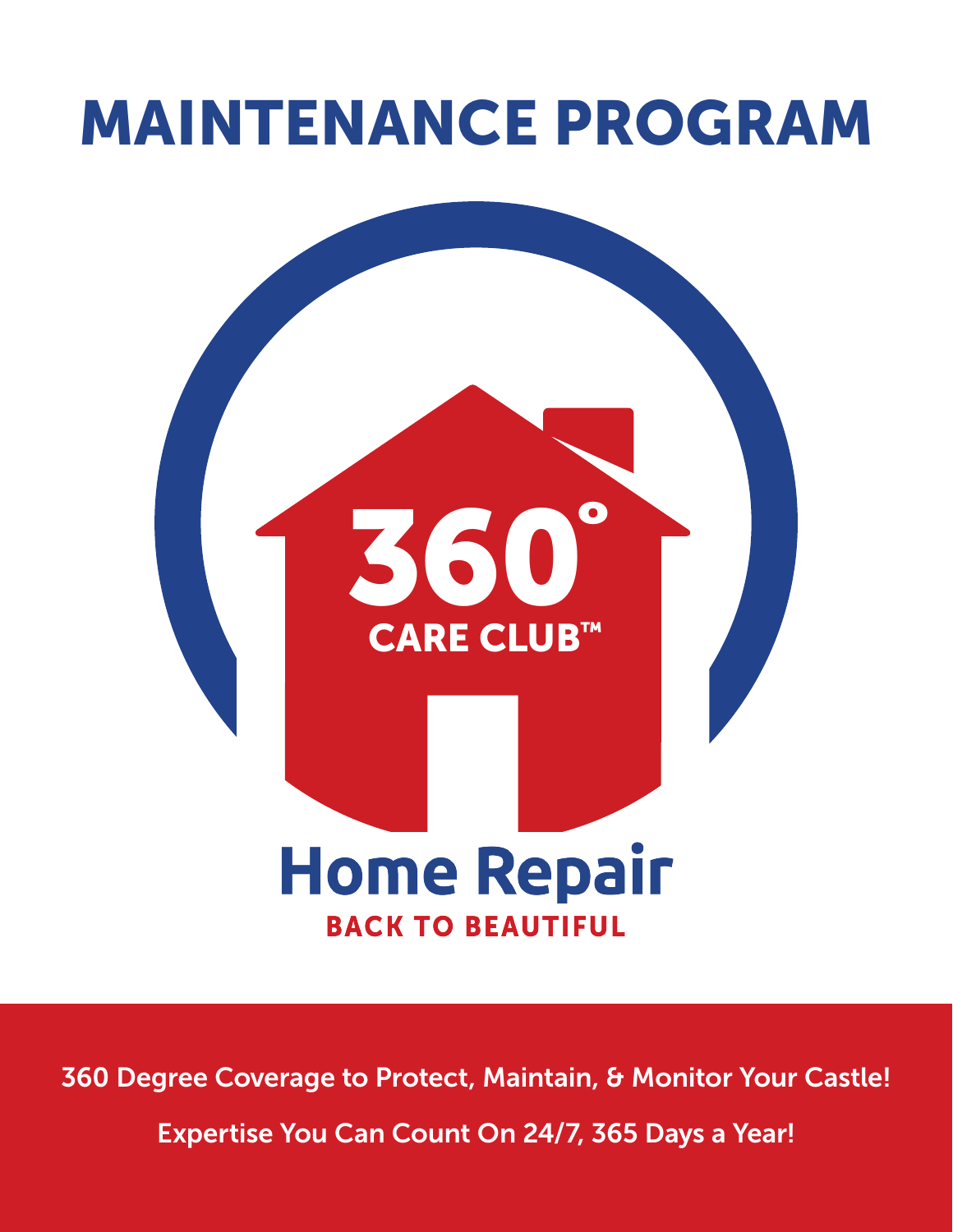# MAINTENANCE PROGRAM

360°

CARE CLUB™

**Home Repair**

**BACK TO BEAUTIFUL**

360 Degree Coverage to Protect, Maintain, & Monitor Your Castle!

Expertise You Can Count On 24/7, 365 Days a Year!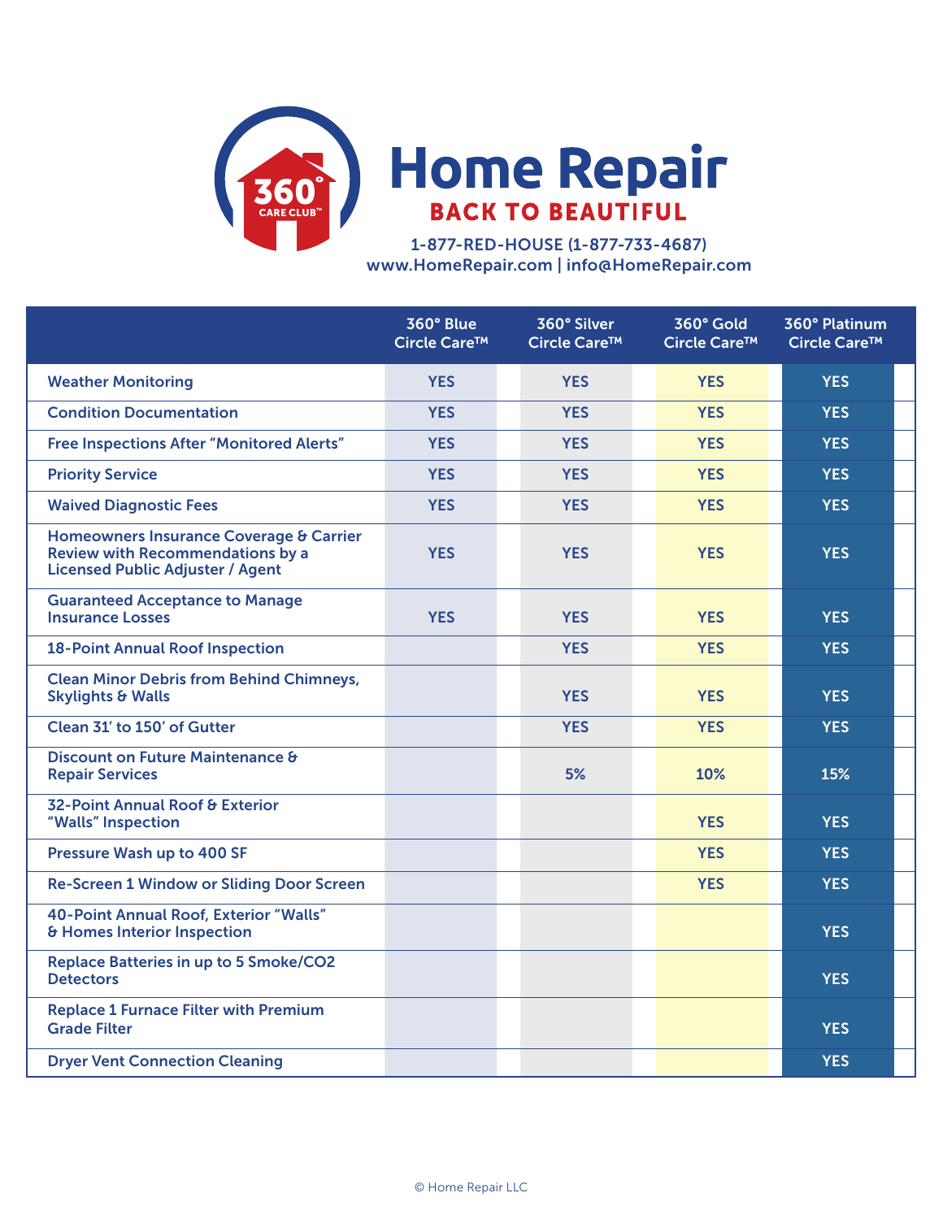# Home Repair

## BACK TO BEAUTIFUL

1-877-RED-HOUSE (1-877-733-4687)
www.HomeRepair.com | info@HomeRepair.com

| | 360° Blue Circle Care™ | 360° Silver Circle Care™ | 360° Gold Circle Care™ | 360° Platinum Circle Care™ |
|---|---|---|---|---|
| Weather Monitoring | YES | YES | YES | YES |
| Condition Documentation | YES | YES | YES | YES |
| Free Inspections After "Monitored Alerts" | YES | YES | YES | YES |
| Priority Service | YES | YES | YES | YES |
| Waived Diagnostic Fees | YES | YES | YES | YES |
| Homeowners Insurance Coverage & Carrier Review with Recommendations by a Licensed Public Adjuster / Agent | YES | YES | YES | YES |
| Guaranteed Acceptance to Manage Insurance Losses | YES | YES | YES | YES |
| 18-Point Annual Roof Inspection | | YES | YES | YES |
| Clean Minor Debris from Behind Chimneys, Skylights & Walls | | YES | YES | YES |
| Clean 31' to 150' of Gutter | | YES | YES | YES |
| Discount on Future Maintenance & Repair Services | | 5% | 10% | 15% |
| 32-Point Annual Roof & Exterior "Walls" Inspection | | | YES | YES |
| Pressure Wash up to 400 SF | | | YES | YES |
| Re-Screen 1 Window or Sliding Door Screen | | | YES | YES |
| 40-Point Annual Roof, Exterior "Walls" & Homes Interior Inspection | | | | YES |
| Replace Batteries in up to 5 Smoke/CO2 Detectors | | | | YES |
| Replace 1 Furnace Filter with Premium Grade Filter | | | | YES |
| Dryer Vent Connection Cleaning | | | | YES |

© Home Repair LLC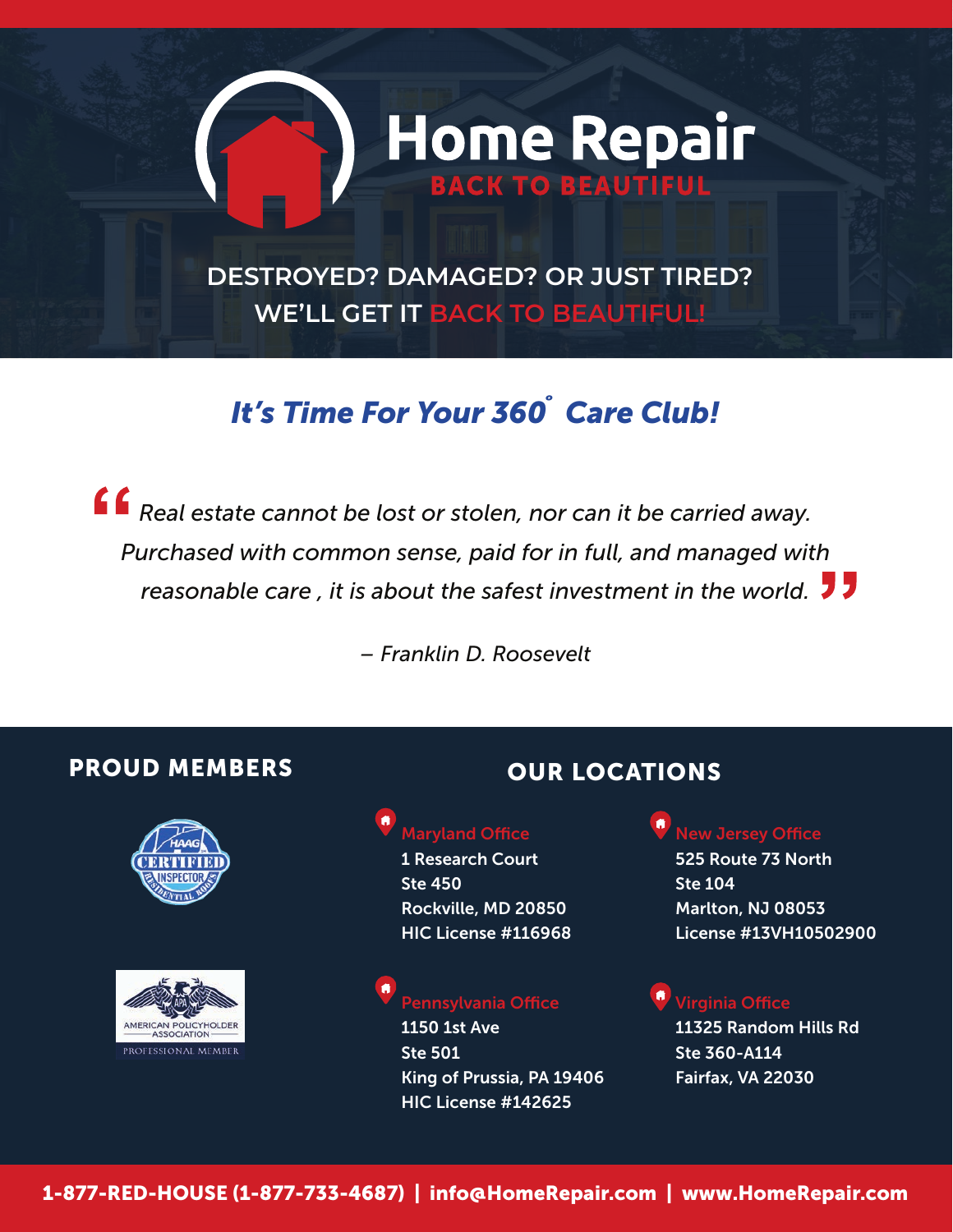# Home Repair

**BACK TO BEAUTIFUL**

DESTROYED? DAMAGED? OR JUST TIRED?
WE'LL GET IT BACK TO BEAUTIFUL!

## *It's Time For Your 360° Care Club!*

> *"Real estate cannot be lost or stolen, nor can it be carried away. Purchased with common sense, paid for in full, and managed with reasonable care , it is about the safest investment in the world."*
>
> *– Franklin D. Roosevelt*

## PROUD MEMBERS

HAAG CERTIFIED INSPECTOR RESIDENTIAL ROOFS

APA AMERICAN POLICYHOLDER ASSOCIATION PROFESSIONAL MEMBER

## OUR LOCATIONS

**Maryland Office**
**1 Research Court**
**Ste 450**
**Rockville, MD 20850**
**HIC License #116968**

**New Jersey Office**
**525 Route 73 North**
**Ste 104**
**Marlton, NJ 08053**
**License #13VH10502900**

**Pennsylvania Office**
**1150 1st Ave**
**Ste 501**
**King of Prussia, PA 19406**
**HIC License #142625**

**Virginia Office**
**11325 Random Hills Rd**
**Ste 360-A114**
**Fairfax, VA 22030**

**1-877-RED-HOUSE (1-877-733-4687) | info@HomeRepair.com | www.HomeRepair.com**